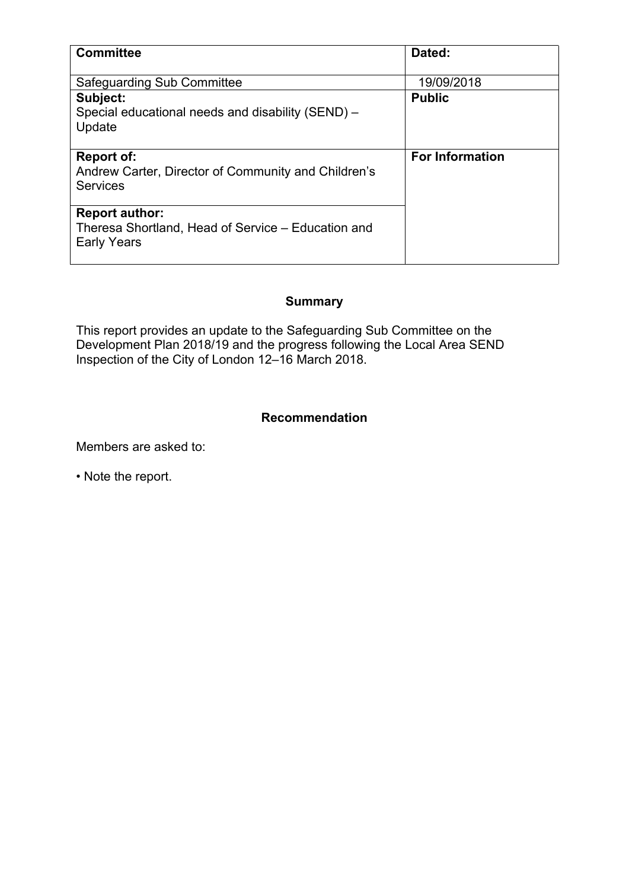| **Committee** | **Dated:** |
| --- | --- |
| Safeguarding Sub Committee | 19/09/2018 |
| **Subject:**<br>Special educational needs and disability (SEND) – Update | **Public** |
| **Report of:**<br>Andrew Carter, Director of Community and Children's Services | **For Information** |
| **Report author:**<br>Theresa Shortland, Head of Service – Education and Early Years | |

## Summary

This report provides an update to the Safeguarding Sub Committee on the Development Plan 2018/19 and the progress following the Local Area SEND Inspection of the City of London 12–16 March 2018.

## Recommendation

Members are asked to:

- Note the report.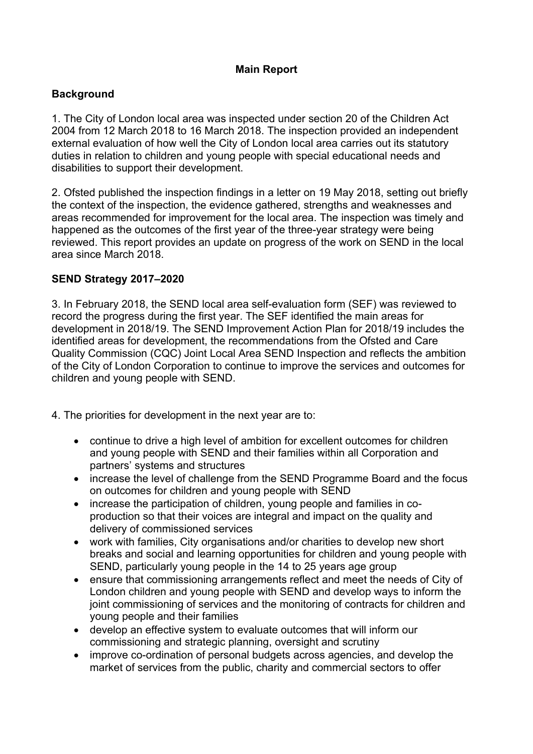## Main Report

### Background

1. The City of London local area was inspected under section 20 of the Children Act 2004 from 12 March 2018 to 16 March 2018. The inspection provided an independent external evaluation of how well the City of London local area carries out its statutory duties in relation to children and young people with special educational needs and disabilities to support their development.

2. Ofsted published the inspection findings in a letter on 19 May 2018, setting out briefly the context of the inspection, the evidence gathered, strengths and weaknesses and areas recommended for improvement for the local area. The inspection was timely and happened as the outcomes of the first year of the three-year strategy were being reviewed. This report provides an update on progress of the work on SEND in the local area since March 2018.

### SEND Strategy 2017–2020

3. In February 2018, the SEND local area self-evaluation form (SEF) was reviewed to record the progress during the first year. The SEF identified the main areas for development in 2018/19. The SEND Improvement Action Plan for 2018/19 includes the identified areas for development, the recommendations from the Ofsted and Care Quality Commission (CQC) Joint Local Area SEND Inspection and reflects the ambition of the City of London Corporation to continue to improve the services and outcomes for children and young people with SEND.

4. The priorities for development in the next year are to:

- continue to drive a high level of ambition for excellent outcomes for children and young people with SEND and their families within all Corporation and partners' systems and structures
- increase the level of challenge from the SEND Programme Board and the focus on outcomes for children and young people with SEND
- increase the participation of children, young people and families in co-production so that their voices are integral and impact on the quality and delivery of commissioned services
- work with families, City organisations and/or charities to develop new short breaks and social and learning opportunities for children and young people with SEND, particularly young people in the 14 to 25 years age group
- ensure that commissioning arrangements reflect and meet the needs of City of London children and young people with SEND and develop ways to inform the joint commissioning of services and the monitoring of contracts for children and young people and their families
- develop an effective system to evaluate outcomes that will inform our commissioning and strategic planning, oversight and scrutiny
- improve co-ordination of personal budgets across agencies, and develop the market of services from the public, charity and commercial sectors to offer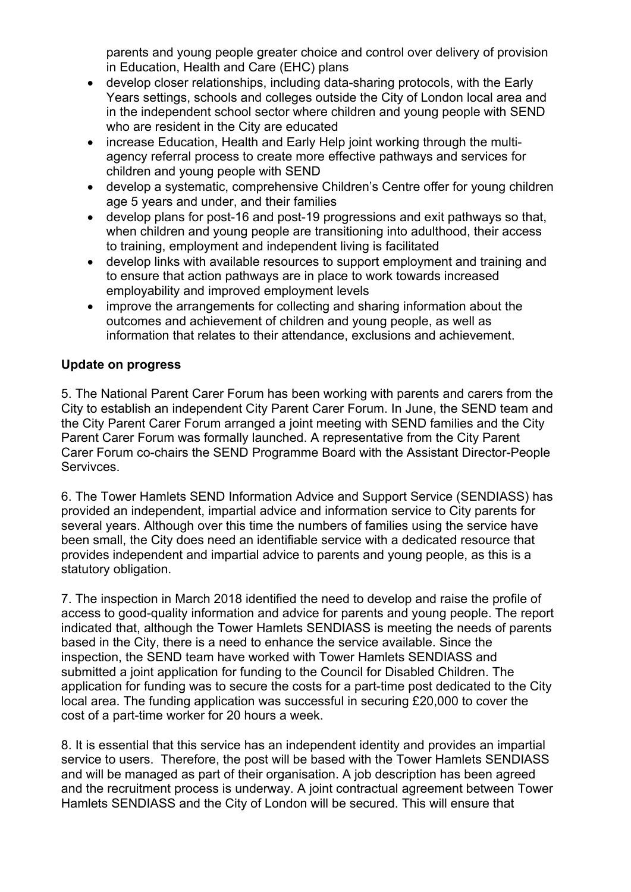parents and young people greater choice and control over delivery of provision in Education, Health and Care (EHC) plans

- develop closer relationships, including data-sharing protocols, with the Early Years settings, schools and colleges outside the City of London local area and in the independent school sector where children and young people with SEND who are resident in the City are educated
- increase Education, Health and Early Help joint working through the multi-agency referral process to create more effective pathways and services for children and young people with SEND
- develop a systematic, comprehensive Children's Centre offer for young children age 5 years and under, and their families
- develop plans for post-16 and post-19 progressions and exit pathways so that, when children and young people are transitioning into adulthood, their access to training, employment and independent living is facilitated
- develop links with available resources to support employment and training and to ensure that action pathways are in place to work towards increased employability and improved employment levels
- improve the arrangements for collecting and sharing information about the outcomes and achievement of children and young people, as well as information that relates to their attendance, exclusions and achievement.

**Update on progress**

5. The National Parent Carer Forum has been working with parents and carers from the City to establish an independent City Parent Carer Forum. In June, the SEND team and the City Parent Carer Forum arranged a joint meeting with SEND families and the City Parent Carer Forum was formally launched. A representative from the City Parent Carer Forum co-chairs the SEND Programme Board with the Assistant Director-People Servivces.

6. The Tower Hamlets SEND Information Advice and Support Service (SENDIASS) has provided an independent, impartial advice and information service to City parents for several years. Although over this time the numbers of families using the service have been small, the City does need an identifiable service with a dedicated resource that provides independent and impartial advice to parents and young people, as this is a statutory obligation.

7. The inspection in March 2018 identified the need to develop and raise the profile of access to good-quality information and advice for parents and young people. The report indicated that, although the Tower Hamlets SENDIASS is meeting the needs of parents based in the City, there is a need to enhance the service available. Since the inspection, the SEND team have worked with Tower Hamlets SENDIASS and submitted a joint application for funding to the Council for Disabled Children. The application for funding was to secure the costs for a part-time post dedicated to the City local area. The funding application was successful in securing £20,000 to cover the cost of a part-time worker for 20 hours a week.

8. It is essential that this service has an independent identity and provides an impartial service to users. Therefore, the post will be based with the Tower Hamlets SENDIASS and will be managed as part of their organisation. A job description has been agreed and the recruitment process is underway. A joint contractual agreement between Tower Hamlets SENDIASS and the City of London will be secured. This will ensure that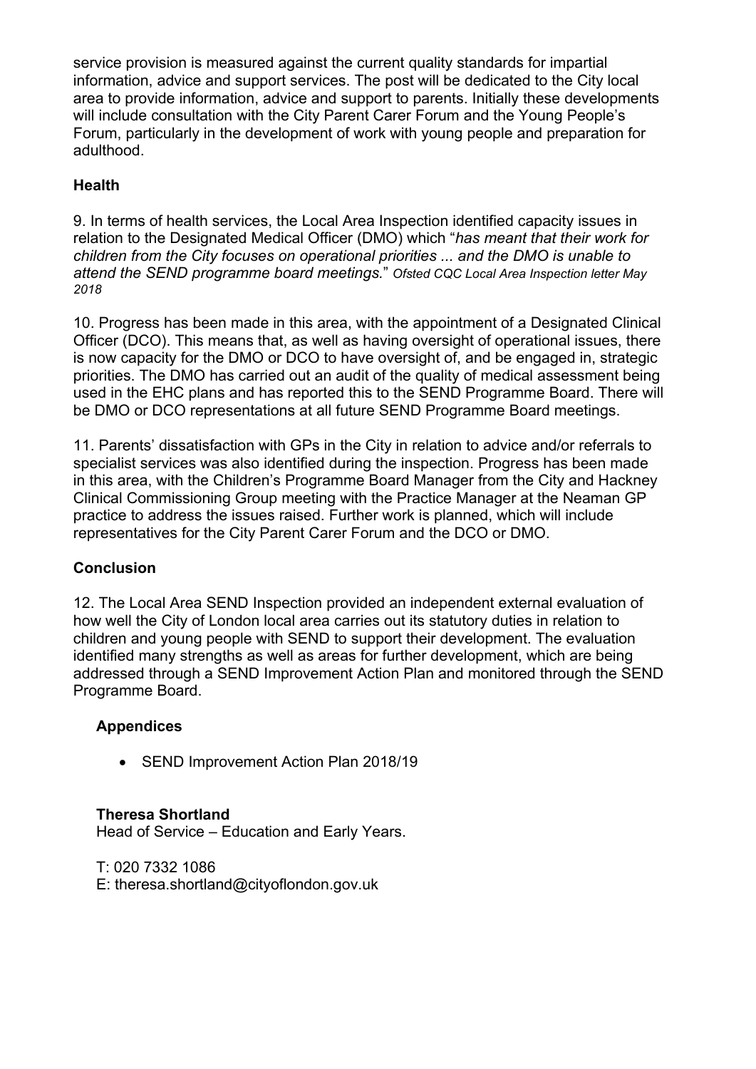service provision is measured against the current quality standards for impartial information, advice and support services. The post will be dedicated to the City local area to provide information, advice and support to parents. Initially these developments will include consultation with the City Parent Carer Forum and the Young People's Forum, particularly in the development of work with young people and preparation for adulthood.

**Health**

9. In terms of health services, the Local Area Inspection identified capacity issues in relation to the Designated Medical Officer (DMO) which "*has meant that their work for children from the City focuses on operational priorities ... and the DMO is unable to attend the SEND programme board meetings.*" *Ofsted CQC Local Area Inspection letter May 2018*

10. Progress has been made in this area, with the appointment of a Designated Clinical Officer (DCO). This means that, as well as having oversight of operational issues, there is now capacity for the DMO or DCO to have oversight of, and be engaged in, strategic priorities. The DMO has carried out an audit of the quality of medical assessment being used in the EHC plans and has reported this to the SEND Programme Board. There will be DMO or DCO representations at all future SEND Programme Board meetings.

11. Parents' dissatisfaction with GPs in the City in relation to advice and/or referrals to specialist services was also identified during the inspection. Progress has been made in this area, with the Children's Programme Board Manager from the City and Hackney Clinical Commissioning Group meeting with the Practice Manager at the Neaman GP practice to address the issues raised. Further work is planned, which will include representatives for the City Parent Carer Forum and the DCO or DMO.

**Conclusion**

12. The Local Area SEND Inspection provided an independent external evaluation of how well the City of London local area carries out its statutory duties in relation to children and young people with SEND to support their development. The evaluation identified many strengths as well as areas for further development, which are being addressed through a SEND Improvement Action Plan and monitored through the SEND Programme Board.

**Appendices**

- SEND Improvement Action Plan 2018/19

**Theresa Shortland**
Head of Service – Education and Early Years.

T: 020 7332 1086
E: theresa.shortland@cityoflondon.gov.uk